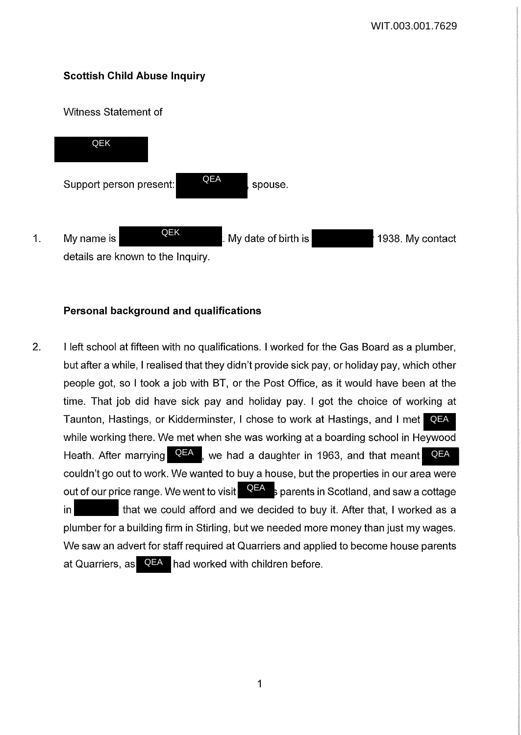## Scottish Child Abuse Inquiry

Witness Statement of

QEK

Support person present: QEA, spouse.

1. My name is QEK. My date of birth is 1938. My contact details are known to the Inquiry.

### Personal background and qualifications

2. I left school at fifteen with no qualifications. I worked for the Gas Board as a plumber, but after a while, I realised that they didn't provide sick pay, or holiday pay, which other people got, so I took a job with BT, or the Post Office, as it would have been at the time. That job did have sick pay and holiday pay. I got the choice of working at Taunton, Hastings, or Kidderminster, I chose to work at Hastings, and I met QEA while working there. We met when she was working at a boarding school in Heywood Heath. After marrying QEA, we had a daughter in 1963, and that meant QEA couldn't go out to work. We wanted to buy a house, but the properties in our area were out of our price range. We went to visit QEA's parents in Scotland, and saw a cottage in that we could afford and we decided to buy it. After that, I worked as a plumber for a building firm in Stirling, but we needed more money than just my wages. We saw an advert for staff required at Quarriers and applied to become house parents at Quarriers, as QEA had worked with children before.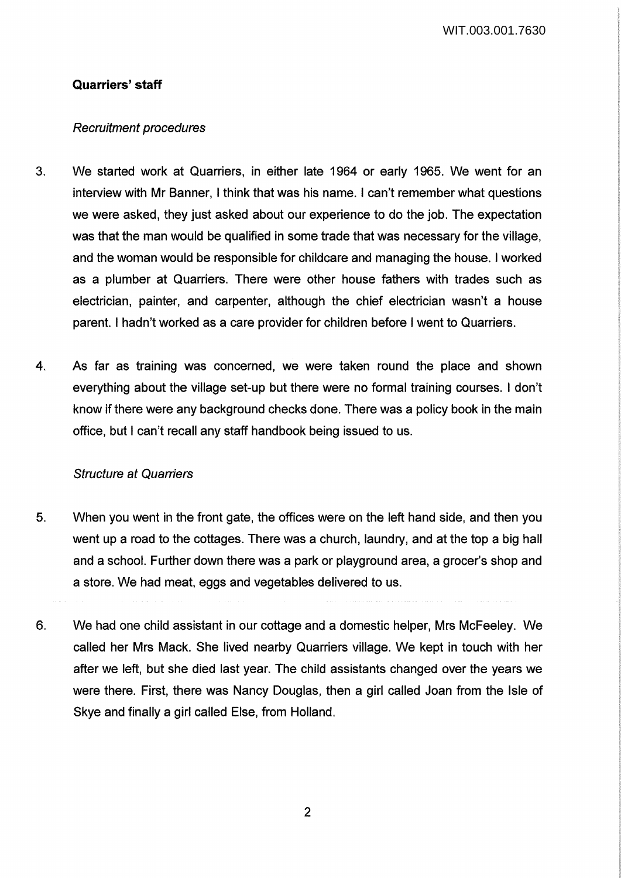## Quarriers' staff

*Recruitment procedures*

3. We started work at Quarriers, in either late 1964 or early 1965. We went for an interview with Mr Banner, I think that was his name. I can't remember what questions we were asked, they just asked about our experience to do the job. The expectation was that the man would be qualified in some trade that was necessary for the village, and the woman would be responsible for childcare and managing the house. I worked as a plumber at Quarriers. There were other house fathers with trades such as electrician, painter, and carpenter, although the chief electrician wasn't a house parent. I hadn't worked as a care provider for children before I went to Quarriers.

4. As far as training was concerned, we were taken round the place and shown everything about the village set-up but there were no formal training courses. I don't know if there were any background checks done. There was a policy book in the main office, but I can't recall any staff handbook being issued to us.

*Structure at Quarriers*

5. When you went in the front gate, the offices were on the left hand side, and then you went up a road to the cottages. There was a church, laundry, and at the top a big hall and a school. Further down there was a park or playground area, a grocer's shop and a store. We had meat, eggs and vegetables delivered to us.

6. We had one child assistant in our cottage and a domestic helper, Mrs McFeeley. We called her Mrs Mack. She lived nearby Quarriers village. We kept in touch with her after we left, but she died last year. The child assistants changed over the years we were there. First, there was Nancy Douglas, then a girl called Joan from the Isle of Skye and finally a girl called Else, from Holland.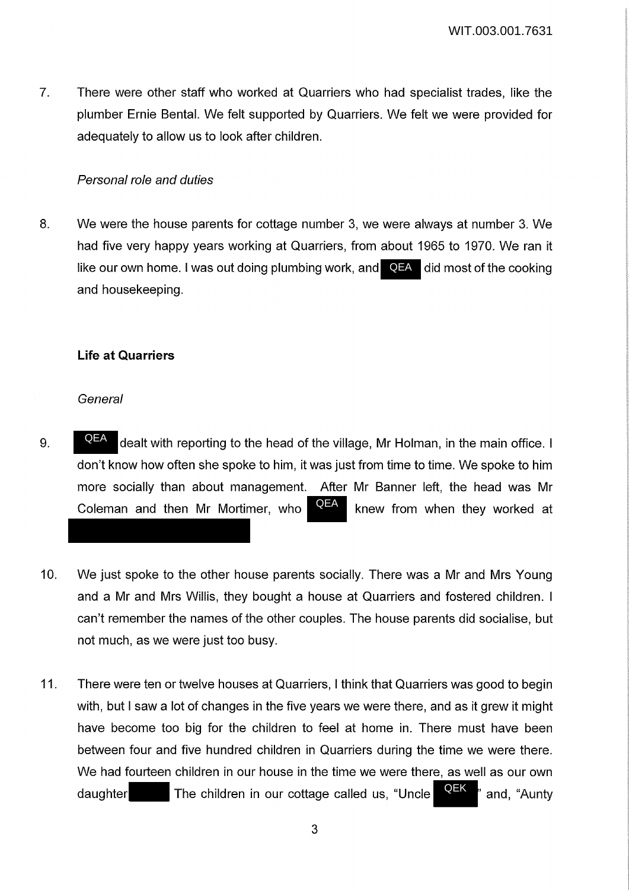7. There were other staff who worked at Quarriers who had specialist trades, like the plumber Ernie Bental. We felt supported by Quarriers. We felt we were provided for adequately to allow us to look after children.

*Personal role and duties*

8. We were the house parents for cottage number 3, we were always at number 3. We had five very happy years working at Quarriers, from about 1965 to 1970. We ran it like our own home. I was out doing plumbing work, and QEA did most of the cooking and housekeeping.

**Life at Quarriers**

*General*

9. QEA dealt with reporting to the head of the village, Mr Holman, in the main office. I don't know how often she spoke to him, it was just from time to time. We spoke to him more socially than about management. After Mr Banner left, the head was Mr Coleman and then Mr Mortimer, who QEA knew from when they worked at

10. We just spoke to the other house parents socially. There was a Mr and Mrs Young and a Mr and Mrs Willis, they bought a house at Quarriers and fostered children. I can't remember the names of the other couples. The house parents did socialise, but not much, as we were just too busy.

11. There were ten or twelve houses at Quarriers, I think that Quarriers was good to begin with, but I saw a lot of changes in the five years we were there, and as it grew it might have become too big for the children to feel at home in. There must have been between four and five hundred children in Quarriers during the time we were there. We had fourteen children in our house in the time we were there, as well as our own daughter The children in our cottage called us, "Uncle QEK" and, "Aunty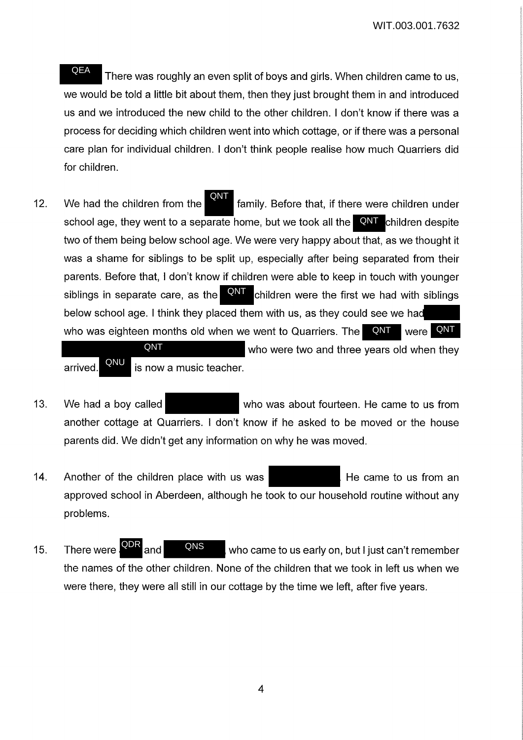QEA There was roughly an even split of boys and girls. When children came to us, we would be told a little bit about them, then they just brought them in and introduced us and we introduced the new child to the other children. I don't know if there was a process for deciding which children went into which cottage, or if there was a personal care plan for individual children. I don't think people realise how much Quarriers did for children.

12. We had the children from the QNT family. Before that, if there were children under school age, they went to a separate home, but we took all the QNT children despite two of them being below school age. We were very happy about that, as we thought it was a shame for siblings to be split up, especially after being separated from their parents. Before that, I don't know if children were able to keep in touch with younger siblings in separate care, as the QNT children were the first we had with siblings below school age. I think they placed them with us, as they could see we had who was eighteen months old when we went to Quarriers. The QNT were QNT QNT who were two and three years old when they arrived. QNU is now a music teacher.

13. We had a boy called who was about fourteen. He came to us from another cottage at Quarriers. I don't know if he asked to be moved or the house parents did. We didn't get any information on why he was moved.

14. Another of the children place with us was . He came to us from an approved school in Aberdeen, although he took to our household routine without any problems.

15. There were QDR and QNS who came to us early on, but I just can't remember the names of the other children. None of the children that we took in left us when we were there, they were all still in our cottage by the time we left, after five years.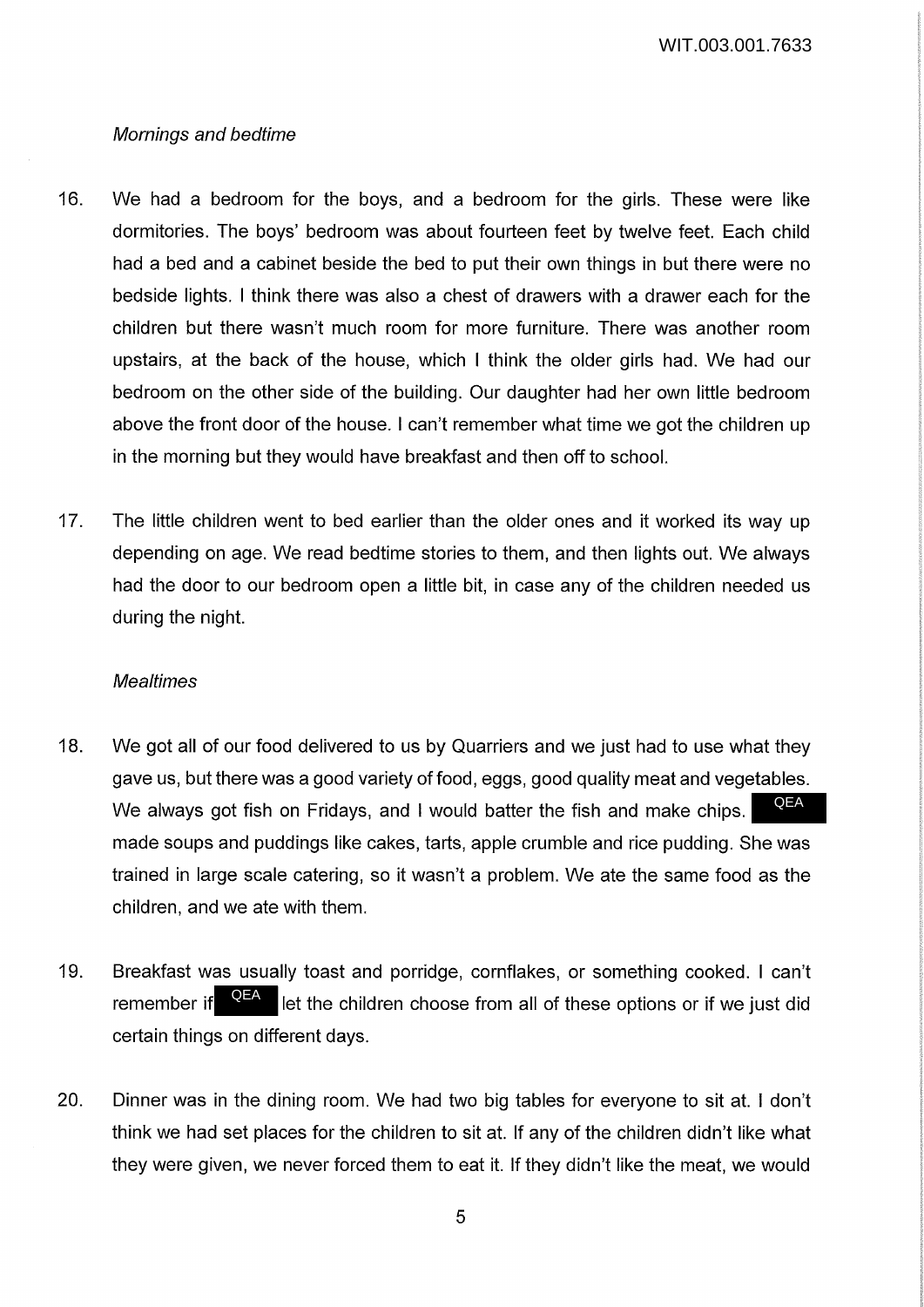*Mornings and bedtime*

16. We had a bedroom for the boys, and a bedroom for the girls. These were like dormitories. The boys' bedroom was about fourteen feet by twelve feet. Each child had a bed and a cabinet beside the bed to put their own things in but there were no bedside lights. I think there was also a chest of drawers with a drawer each for the children but there wasn't much room for more furniture. There was another room upstairs, at the back of the house, which I think the older girls had. We had our bedroom on the other side of the building. Our daughter had her own little bedroom above the front door of the house. I can't remember what time we got the children up in the morning but they would have breakfast and then off to school.

17. The little children went to bed earlier than the older ones and it worked its way up depending on age. We read bedtime stories to them, and then lights out. We always had the door to our bedroom open a little bit, in case any of the children needed us during the night.

*Mealtimes*

18. We got all of our food delivered to us by Quarriers and we just had to use what they gave us, but there was a good variety of food, eggs, good quality meat and vegetables. We always got fish on Fridays, and I would batter the fish and make chips. QEA made soups and puddings like cakes, tarts, apple crumble and rice pudding. She was trained in large scale catering, so it wasn't a problem. We ate the same food as the children, and we ate with them.

19. Breakfast was usually toast and porridge, cornflakes, or something cooked. I can't remember if QEA let the children choose from all of these options or if we just did certain things on different days.

20. Dinner was in the dining room. We had two big tables for everyone to sit at. I don't think we had set places for the children to sit at. If any of the children didn't like what they were given, we never forced them to eat it. If they didn't like the meat, we would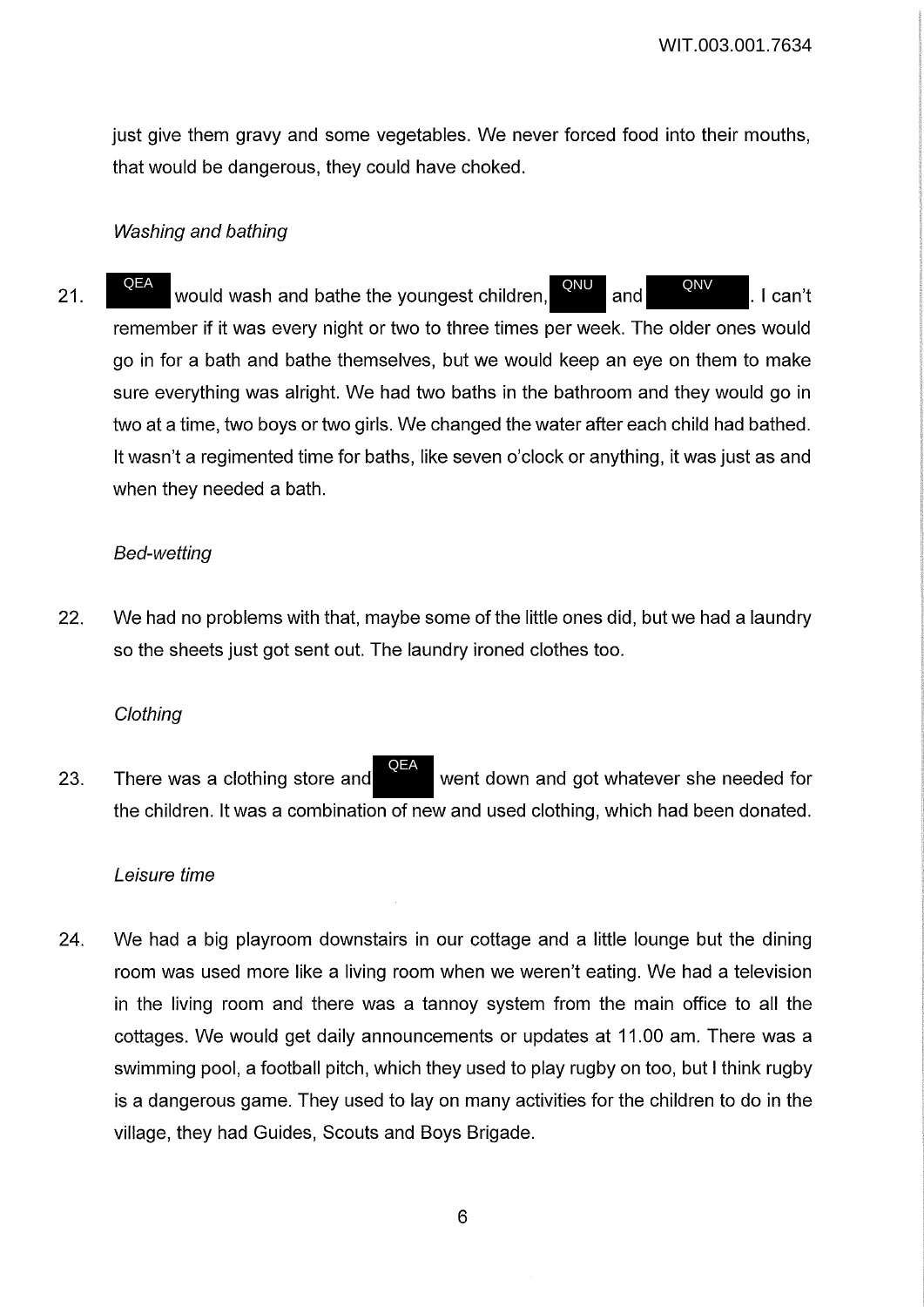just give them gravy and some vegetables. We never forced food into their mouths, that would be dangerous, they could have choked.

*Washing and bathing*

21. QEA would wash and bathe the youngest children, QNU and QNV. I can't remember if it was every night or two to three times per week. The older ones would go in for a bath and bathe themselves, but we would keep an eye on them to make sure everything was alright. We had two baths in the bathroom and they would go in two at a time, two boys or two girls. We changed the water after each child had bathed. It wasn't a regimented time for baths, like seven o'clock or anything, it was just as and when they needed a bath.

*Bed-wetting*

22. We had no problems with that, maybe some of the little ones did, but we had a laundry so the sheets just got sent out. The laundry ironed clothes too.

*Clothing*

23. There was a clothing store and QEA went down and got whatever she needed for the children. It was a combination of new and used clothing, which had been donated.

*Leisure time*

24. We had a big playroom downstairs in our cottage and a little lounge but the dining room was used more like a living room when we weren't eating. We had a television in the living room and there was a tannoy system from the main office to all the cottages. We would get daily announcements or updates at 11.00 am. There was a swimming pool, a football pitch, which they used to play rugby on too, but I think rugby is a dangerous game. They used to lay on many activities for the children to do in the village, they had Guides, Scouts and Boys Brigade.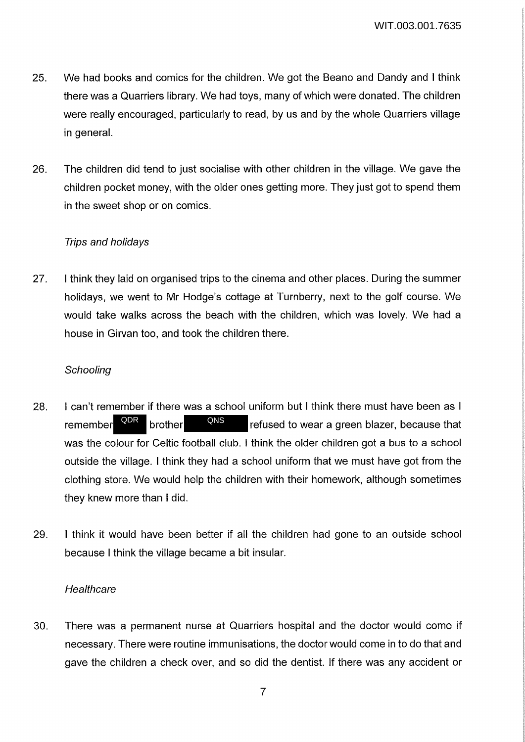25. We had books and comics for the children. We got the Beano and Dandy and I think there was a Quarriers library. We had toys, many of which were donated. The children were really encouraged, particularly to read, by us and by the whole Quarriers village in general.

26. The children did tend to just socialise with other children in the village. We gave the children pocket money, with the older ones getting more. They just got to spend them in the sweet shop or on comics.

*Trips and holidays*

27. I think they laid on organised trips to the cinema and other places. During the summer holidays, we went to Mr Hodge's cottage at Turnberry, next to the golf course. We would take walks across the beach with the children, which was lovely. We had a house in Girvan too, and took the children there.

*Schooling*

28. I can't remember if there was a school uniform but I think there must have been as I remember QDR brother QNS refused to wear a green blazer, because that was the colour for Celtic football club. I think the older children got a bus to a school outside the village. I think they had a school uniform that we must have got from the clothing store. We would help the children with their homework, although sometimes they knew more than I did.

29. I think it would have been better if all the children had gone to an outside school because I think the village became a bit insular.

*Healthcare*

30. There was a permanent nurse at Quarriers hospital and the doctor would come if necessary. There were routine immunisations, the doctor would come in to do that and gave the children a check over, and so did the dentist. If there was any accident or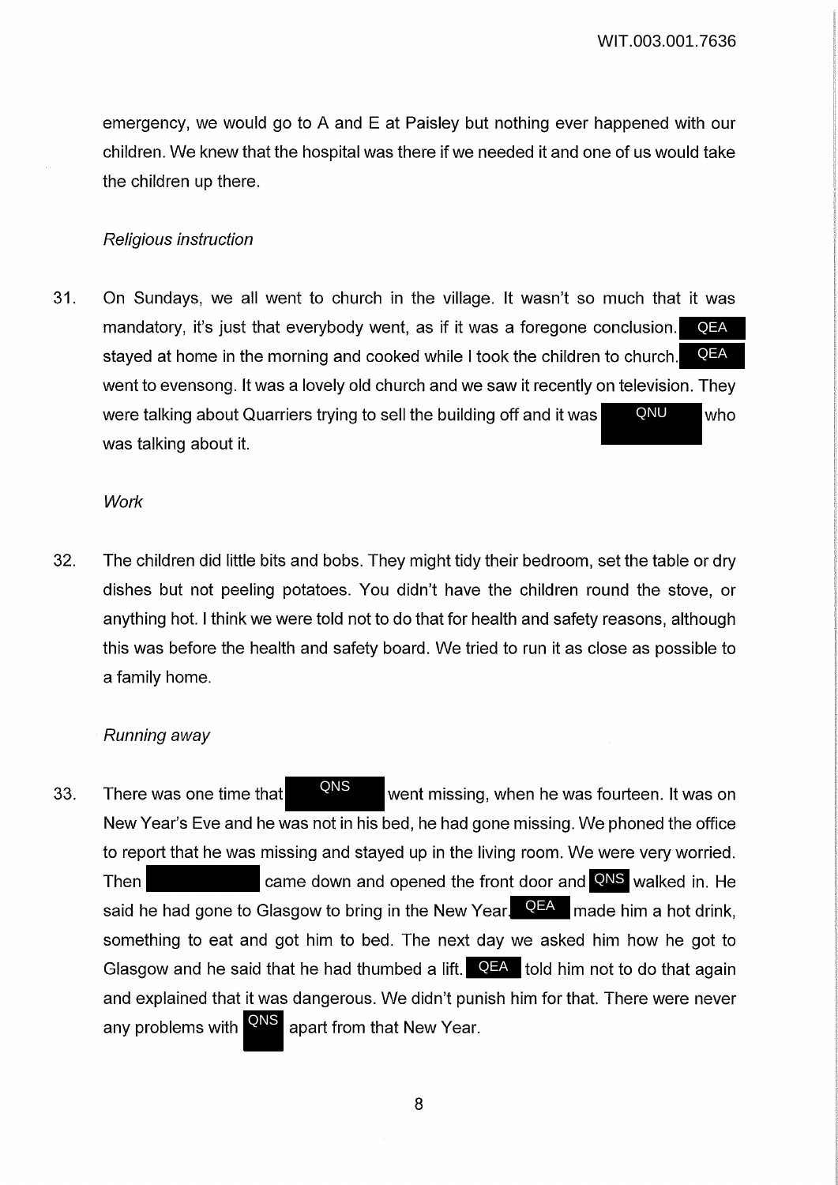emergency, we would go to A and E at Paisley but nothing ever happened with our children. We knew that the hospital was there if we needed it and one of us would take the children up there.

*Religious instruction*

31. On Sundays, we all went to church in the village. It wasn't so much that it was mandatory, it's just that everybody went, as if it was a foregone conclusion. QEA stayed at home in the morning and cooked while I took the children to church. QEA went to evensong. It was a lovely old church and we saw it recently on television. They were talking about Quarriers trying to sell the building off and it was QNU who was talking about it.

*Work*

32. The children did little bits and bobs. They might tidy their bedroom, set the table or dry dishes but not peeling potatoes. You didn't have the children round the stove, or anything hot. I think we were told not to do that for health and safety reasons, although this was before the health and safety board. We tried to run it as close as possible to a family home.

*Running away*

33. There was one time that QNS went missing, when he was fourteen. It was on New Year's Eve and he was not in his bed, he had gone missing. We phoned the office to report that he was missing and stayed up in the living room. We were very worried. Then [REDACTED] came down and opened the front door and QNS walked in. He said he had gone to Glasgow to bring in the New Year. QEA made him a hot drink, something to eat and got him to bed. The next day we asked him how he got to Glasgow and he said that he had thumbed a lift. QEA told him not to do that again and explained that it was dangerous. We didn't punish him for that. There were never any problems with QNS apart from that New Year.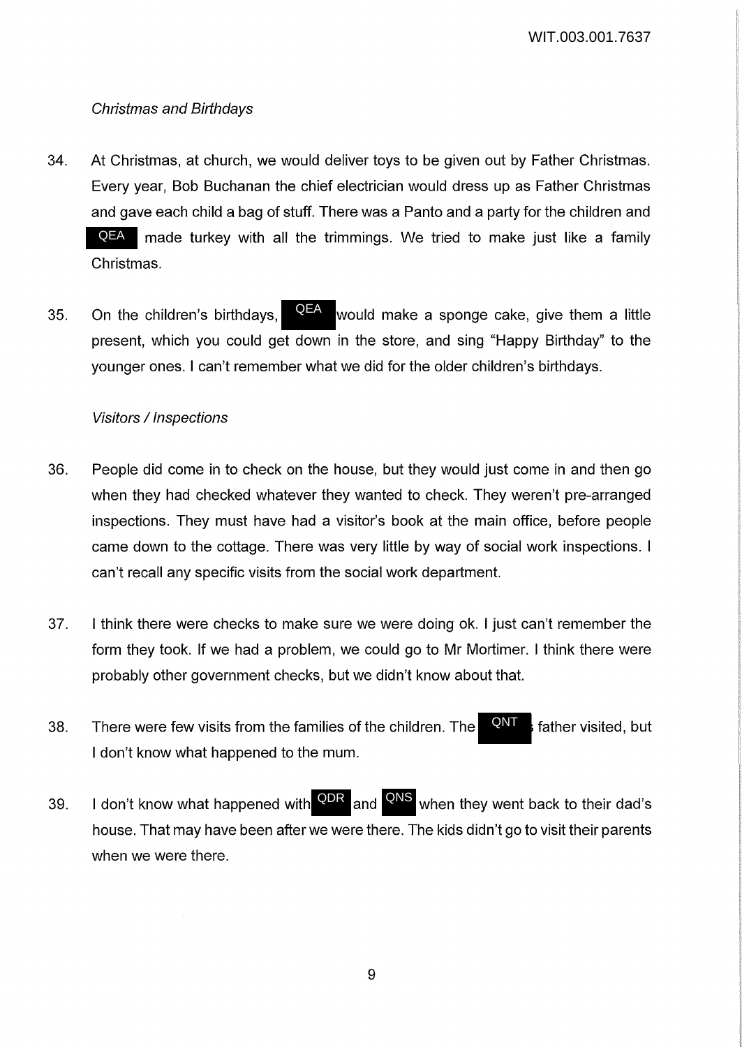*Christmas and Birthdays*

34. At Christmas, at church, we would deliver toys to be given out by Father Christmas. Every year, Bob Buchanan the chief electrician would dress up as Father Christmas and gave each child a bag of stuff. There was a Panto and a party for the children and QEA made turkey with all the trimmings. We tried to make just like a family Christmas.

35. On the children's birthdays, QEA would make a sponge cake, give them a little present, which you could get down in the store, and sing "Happy Birthday" to the younger ones. I can't remember what we did for the older children's birthdays.

*Visitors / Inspections*

36. People did come in to check on the house, but they would just come in and then go when they had checked whatever they wanted to check. They weren't pre-arranged inspections. They must have had a visitor's book at the main office, before people came down to the cottage. There was very little by way of social work inspections. I can't recall any specific visits from the social work department.

37. I think there were checks to make sure we were doing ok. I just can't remember the form they took. If we had a problem, we could go to Mr Mortimer. I think there were probably other government checks, but we didn't know about that.

38. There were few visits from the families of the children. The QNT father visited, but I don't know what happened to the mum.

39. I don't know what happened with QDR and QNS when they went back to their dad's house. That may have been after we were there. The kids didn't go to visit their parents when we were there.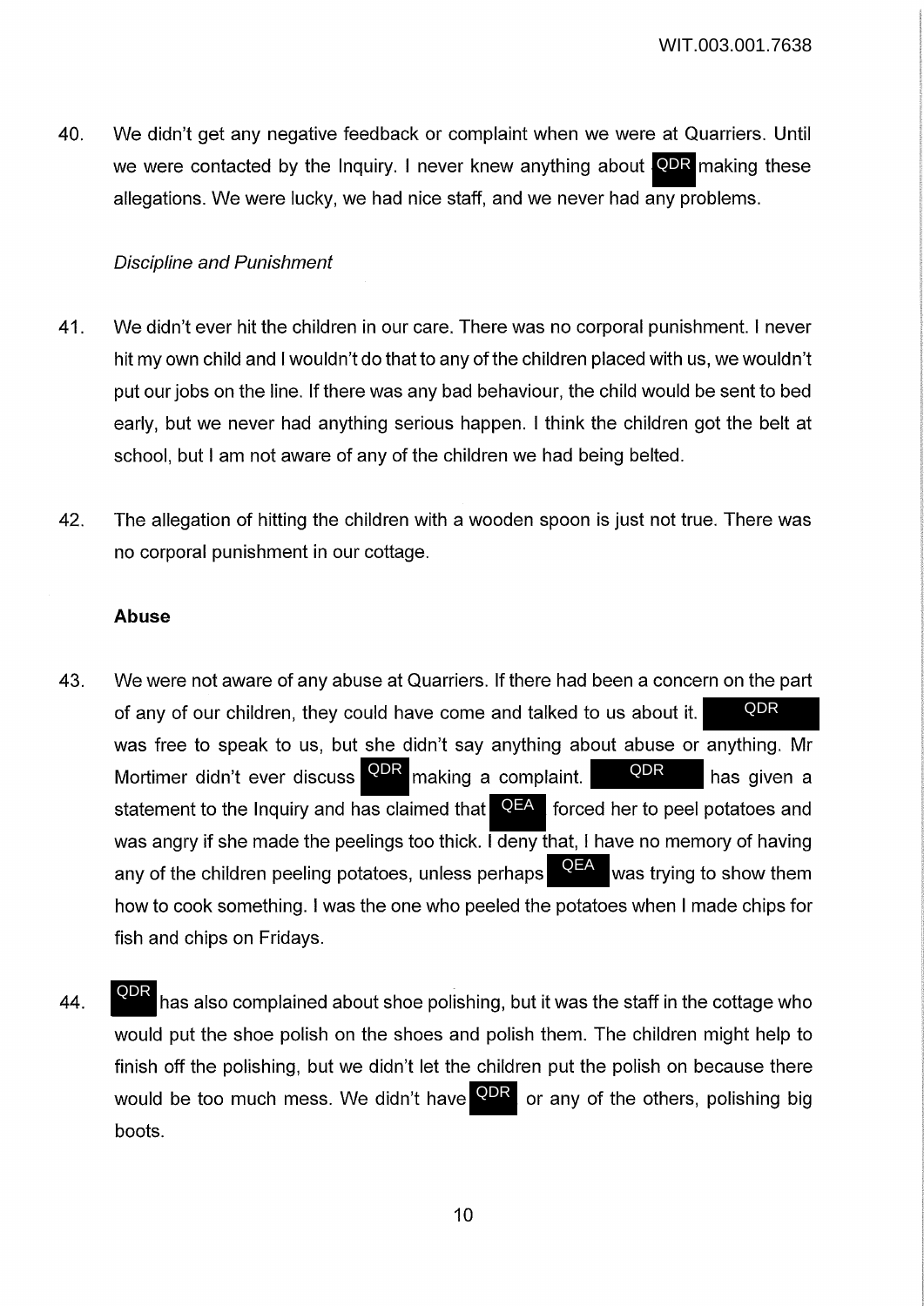40. We didn't get any negative feedback or complaint when we were at Quarriers. Until we were contacted by the Inquiry. I never knew anything about QDR making these allegations. We were lucky, we had nice staff, and we never had any problems.

*Discipline and Punishment*

41. We didn't ever hit the children in our care. There was no corporal punishment. I never hit my own child and I wouldn't do that to any of the children placed with us, we wouldn't put our jobs on the line. If there was any bad behaviour, the child would be sent to bed early, but we never had anything serious happen. I think the children got the belt at school, but I am not aware of any of the children we had being belted.

42. The allegation of hitting the children with a wooden spoon is just not true. There was no corporal punishment in our cottage.

**Abuse**

43. We were not aware of any abuse at Quarriers. If there had been a concern on the part of any of our children, they could have come and talked to us about it. QDR was free to speak to us, but she didn't say anything about abuse or anything. Mr Mortimer didn't ever discuss QDR making a complaint. QDR has given a statement to the Inquiry and has claimed that QEA forced her to peel potatoes and was angry if she made the peelings too thick. I deny that, I have no memory of having any of the children peeling potatoes, unless perhaps QEA was trying to show them how to cook something. I was the one who peeled the potatoes when I made chips for fish and chips on Fridays.

44. QDR has also complained about shoe polishing, but it was the staff in the cottage who would put the shoe polish on the shoes and polish them. The children might help to finish off the polishing, but we didn't let the children put the polish on because there would be too much mess. We didn't have QDR or any of the others, polishing big boots.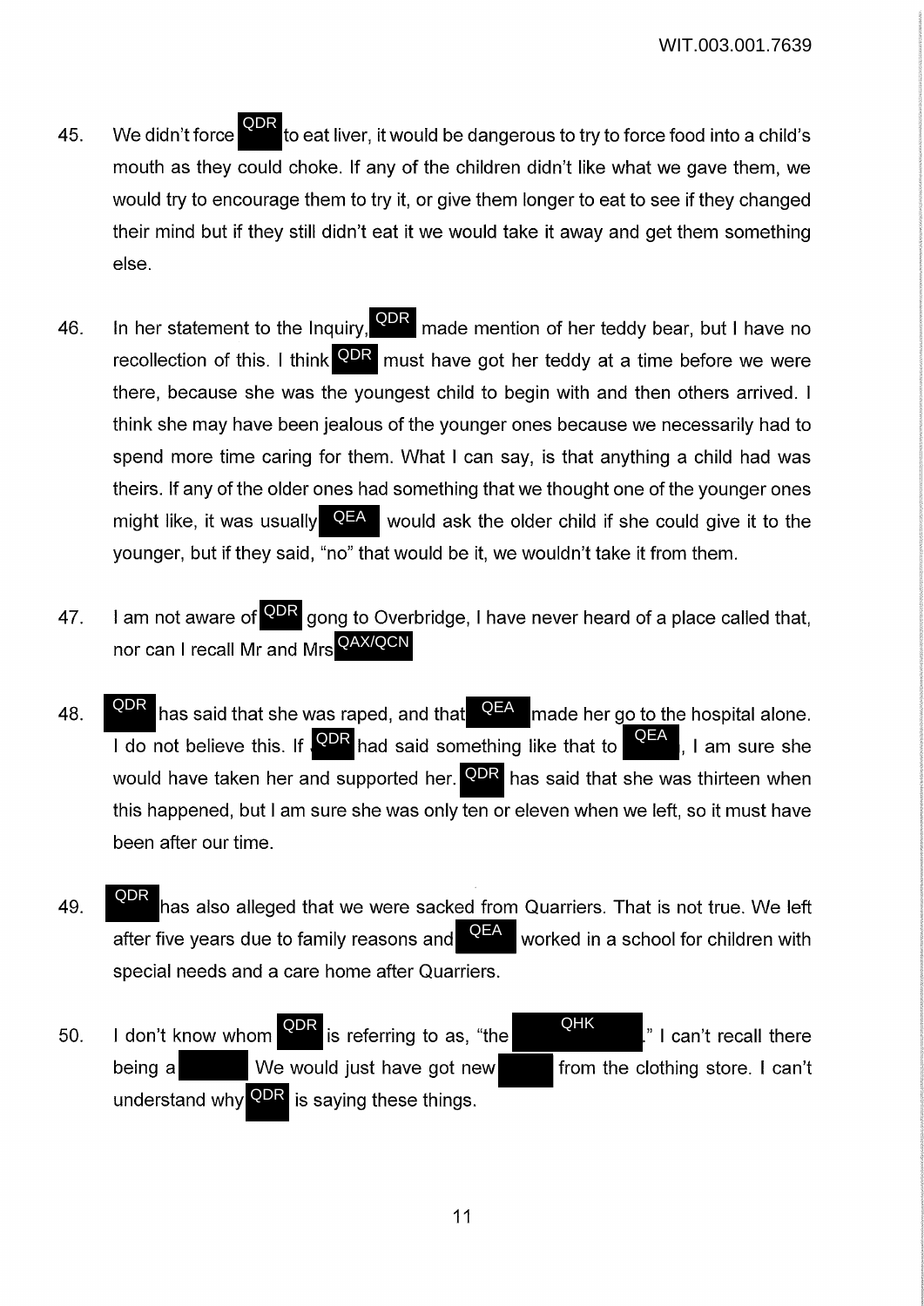45. We didn't force QDR to eat liver, it would be dangerous to try to force food into a child's mouth as they could choke. If any of the children didn't like what we gave them, we would try to encourage them to try it, or give them longer to eat to see if they changed their mind but if they still didn't eat it we would take it away and get them something else.

46. In her statement to the Inquiry, QDR made mention of her teddy bear, but I have no recollection of this. I think QDR must have got her teddy at a time before we were there, because she was the youngest child to begin with and then others arrived. I think she may have been jealous of the younger ones because we necessarily had to spend more time caring for them. What I can say, is that anything a child had was theirs. If any of the older ones had something that we thought one of the younger ones might like, it was usually QEA would ask the older child if she could give it to the younger, but if they said, "no" that would be it, we wouldn't take it from them.

47. I am not aware of QDR gong to Overbridge, I have never heard of a place called that, nor can I recall Mr and Mrs QAX/QCN

48. QDR has said that she was raped, and that QEA made her go to the hospital alone. I do not believe this. If QDR had said something like that to QEA, I am sure she would have taken her and supported her. QDR has said that she was thirteen when this happened, but I am sure she was only ten or eleven when we left, so it must have been after our time.

49. QDR has also alleged that we were sacked from Quarriers. That is not true. We left after five years due to family reasons and QEA worked in a school for children with special needs and a care home after Quarriers.

50. I don't know whom QDR is referring to as, "the QHK." I can't recall there being a [redacted] We would just have got new [redacted] from the clothing store. I can't understand why QDR is saying these things.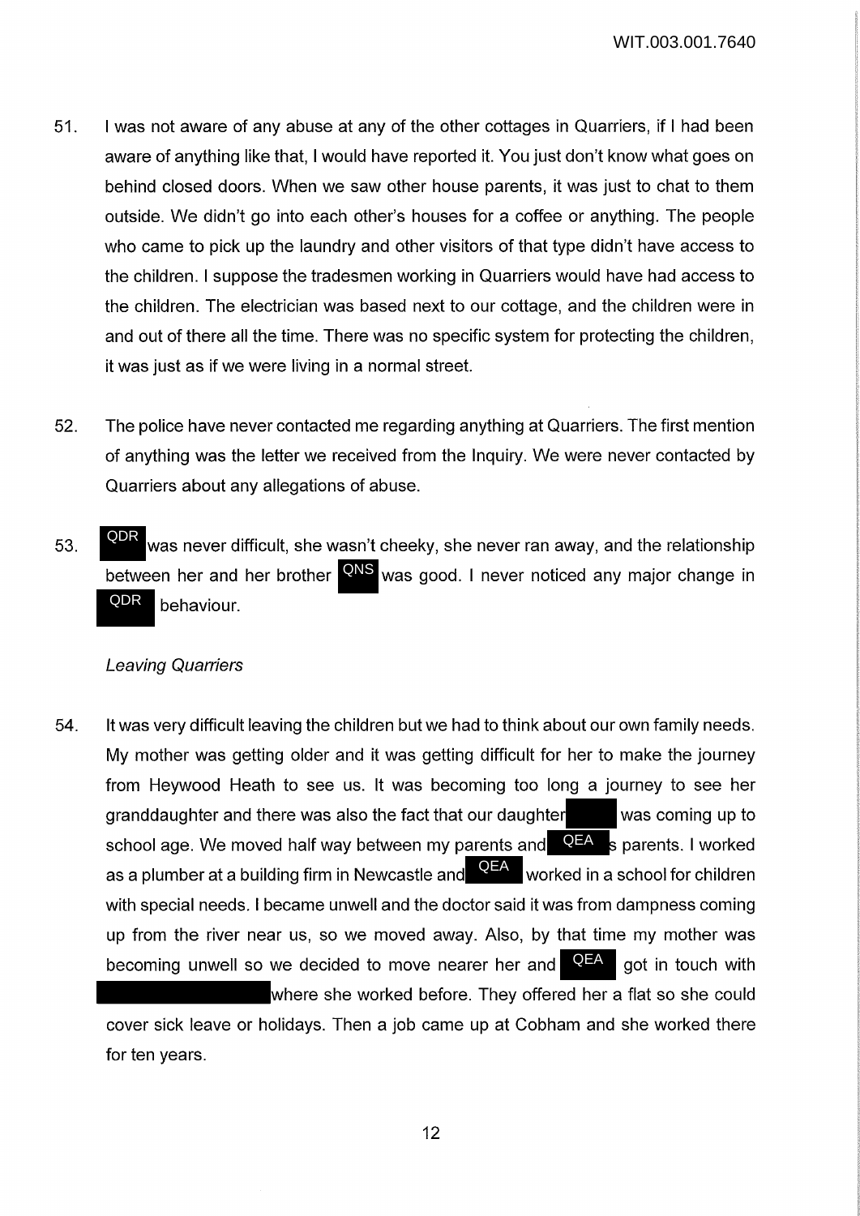51. I was not aware of any abuse at any of the other cottages in Quarriers, if I had been aware of anything like that, I would have reported it. You just don't know what goes on behind closed doors. When we saw other house parents, it was just to chat to them outside. We didn't go into each other's houses for a coffee or anything. The people who came to pick up the laundry and other visitors of that type didn't have access to the children. I suppose the tradesmen working in Quarriers would have had access to the children. The electrician was based next to our cottage, and the children were in and out of there all the time. There was no specific system for protecting the children, it was just as if we were living in a normal street.

52. The police have never contacted me regarding anything at Quarriers. The first mention of anything was the letter we received from the Inquiry. We were never contacted by Quarriers about any allegations of abuse.

53. QDR was never difficult, she wasn't cheeky, she never ran away, and the relationship between her and her brother QNS was good. I never noticed any major change in QDR behaviour.

*Leaving Quarriers*

54. It was very difficult leaving the children but we had to think about our own family needs. My mother was getting older and it was getting difficult for her to make the journey from Heywood Heath to see us. It was becoming too long a journey to see her granddaughter and there was also the fact that our daughter [redacted] was coming up to school age. We moved half way between my parents and QEA s parents. I worked as a plumber at a building firm in Newcastle and QEA worked in a school for children with special needs. I became unwell and the doctor said it was from dampness coming up from the river near us, so we moved away. Also, by that time my mother was becoming unwell so we decided to move nearer her and QEA got in touch with [redacted] where she worked before. They offered her a flat so she could cover sick leave or holidays. Then a job came up at Cobham and she worked there for ten years.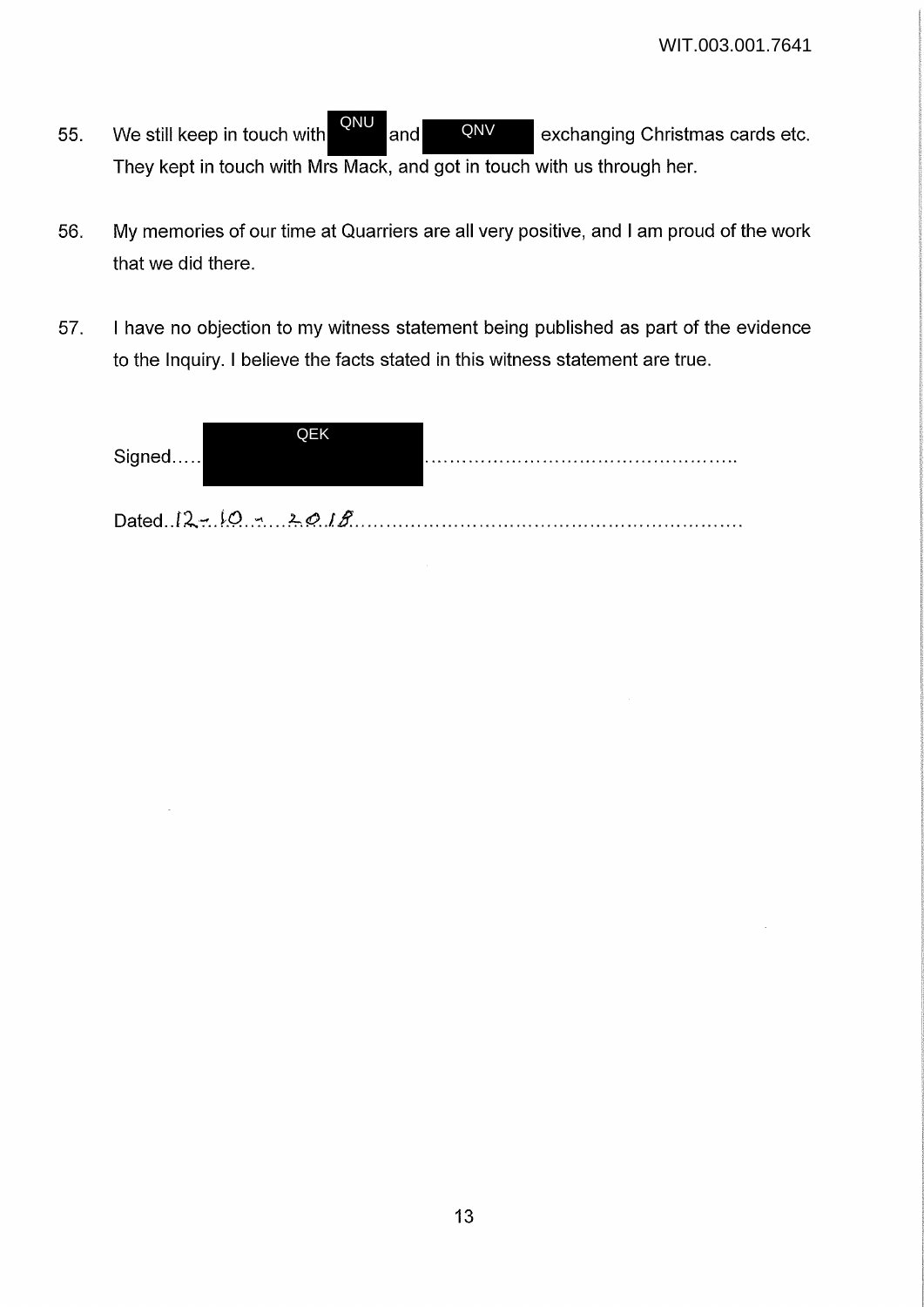WIT.003.001.7641

55. We still keep in touch with QNU and QNV exchanging Christmas cards etc. They kept in touch with Mrs Mack, and got in touch with us through her.

56. My memories of our time at Quarriers are all very positive, and I am proud of the work that we did there.

57. I have no objection to my witness statement being published as part of the evidence to the Inquiry. I believe the facts stated in this witness statement are true.

Signed..... QEK ..................................................

Dated..12 - 10 - 2018..................................................